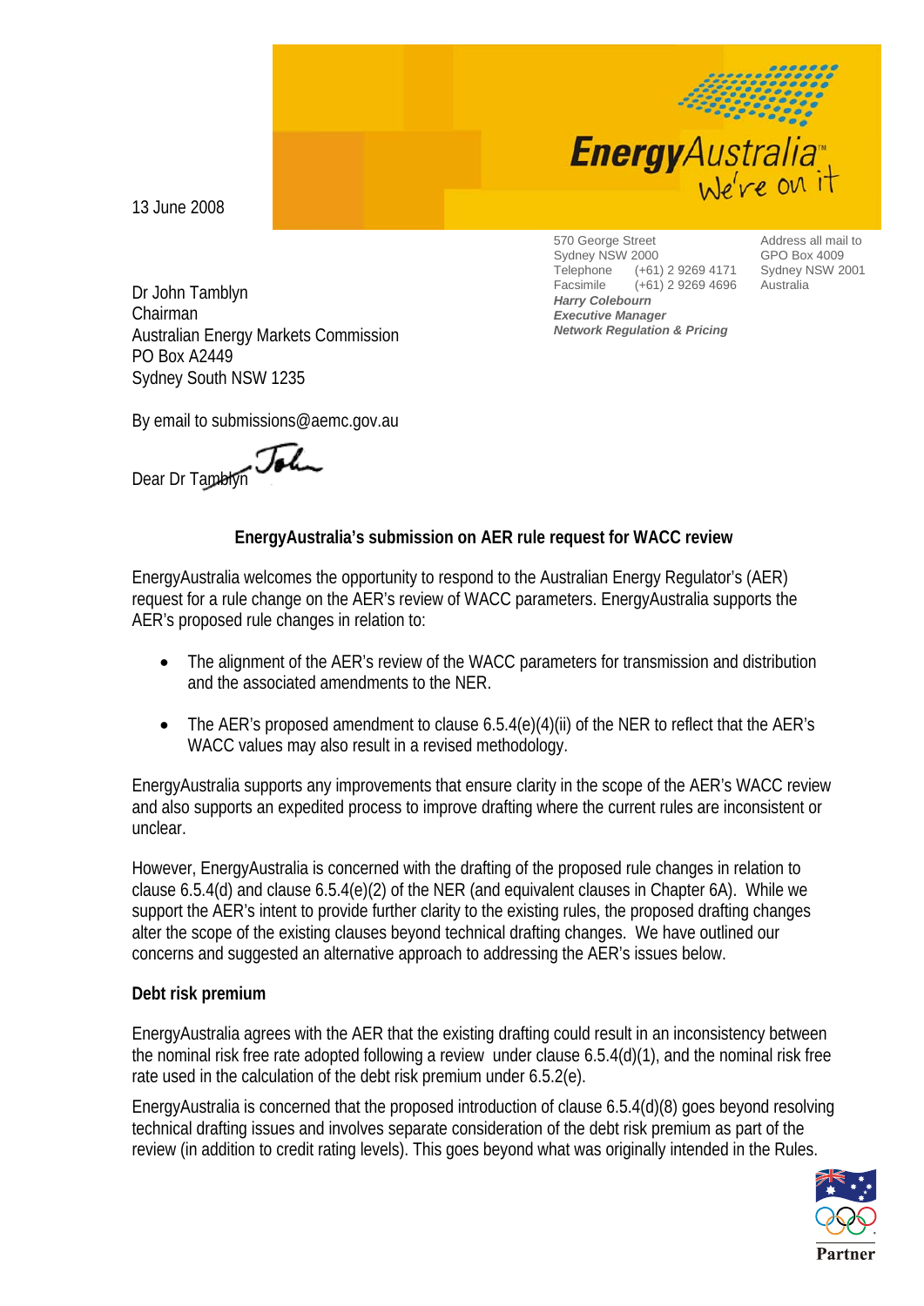13 June 2008

570 George Street
Sydney NSW 2000
Telephone (+61) 2 9269 4171
Facsimile (+61) 2 9269 4696

Address all mail to
GPO Box 4009
Sydney NSW 2001
Australia

***Harry Colebourn***
***Executive Manager***
***Network Regulation & Pricing***

Dr John Tamblyn
Chairman
Australian Energy Markets Commission
PO Box A2449
Sydney South NSW 1235

By email to submissions@aemc.gov.au

Dear Dr Tamblyn John

**EnergyAustralia's submission on AER rule request for WACC review**

EnergyAustralia welcomes the opportunity to respond to the Australian Energy Regulator's (AER) request for a rule change on the AER's review of WACC parameters. EnergyAustralia supports the AER's proposed rule changes in relation to:

- The alignment of the AER's review of the WACC parameters for transmission and distribution and the associated amendments to the NER.
- The AER's proposed amendment to clause 6.5.4(e)(4)(ii) of the NER to reflect that the AER's WACC values may also result in a revised methodology.

EnergyAustralia supports any improvements that ensure clarity in the scope of the AER's WACC review and also supports an expedited process to improve drafting where the current rules are inconsistent or unclear.

However, EnergyAustralia is concerned with the drafting of the proposed rule changes in relation to clause 6.5.4(d) and clause 6.5.4(e)(2) of the NER (and equivalent clauses in Chapter 6A). While we support the AER's intent to provide further clarity to the existing rules, the proposed drafting changes alter the scope of the existing clauses beyond technical drafting changes. We have outlined our concerns and suggested an alternative approach to addressing the AER's issues below.

**Debt risk premium**

EnergyAustralia agrees with the AER that the existing drafting could result in an inconsistency between the nominal risk free rate adopted following a review under clause 6.5.4(d)(1), and the nominal risk free rate used in the calculation of the debt risk premium under 6.5.2(e).

EnergyAustralia is concerned that the proposed introduction of clause 6.5.4(d)(8) goes beyond resolving technical drafting issues and involves separate consideration of the debt risk premium as part of the review (in addition to credit rating levels). This goes beyond what was originally intended in the Rules.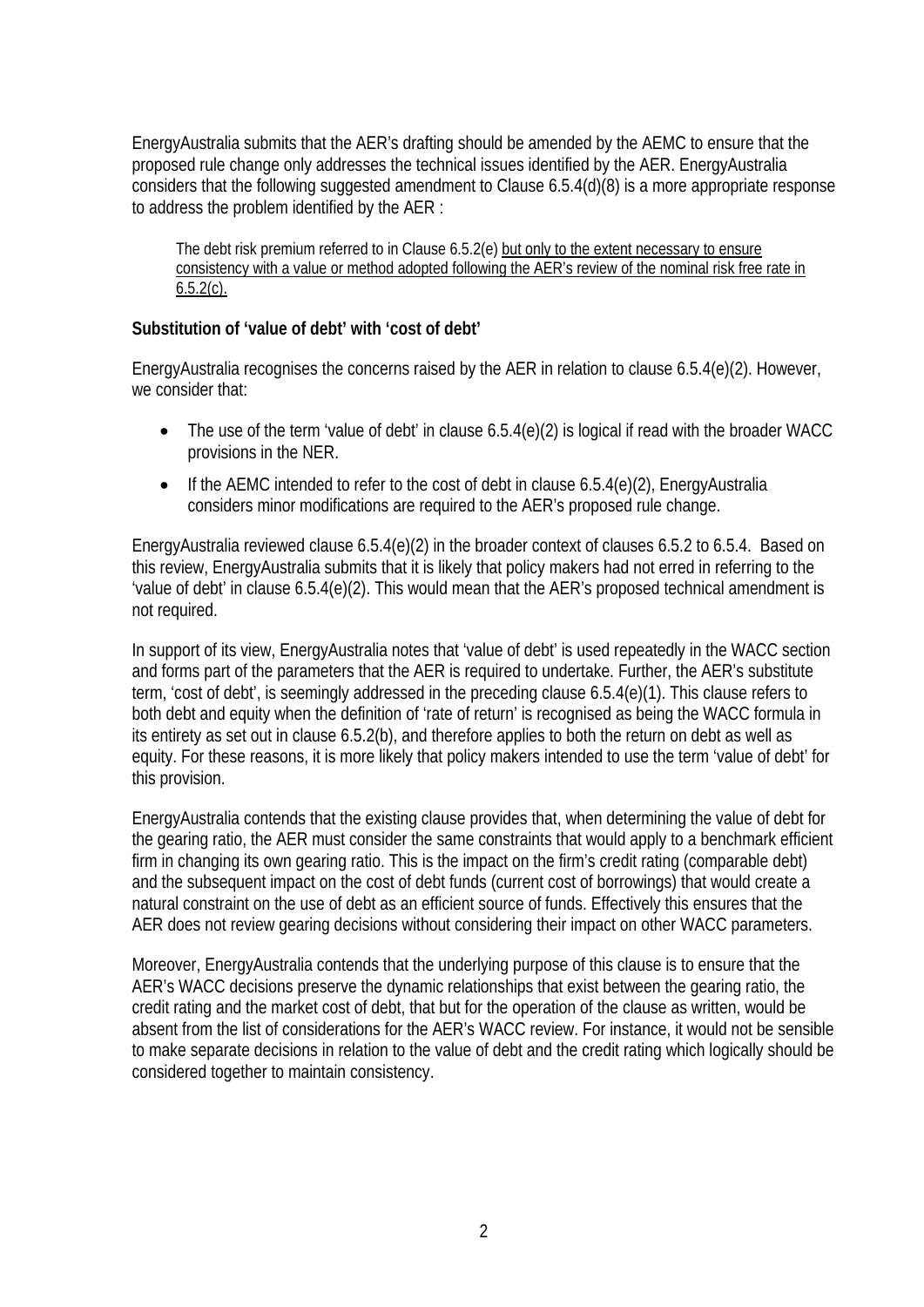EnergyAustralia submits that the AER's drafting should be amended by the AEMC to ensure that the proposed rule change only addresses the technical issues identified by the AER. EnergyAustralia considers that the following suggested amendment to Clause 6.5.4(d)(8) is a more appropriate response to address the problem identified by the AER :

> The debt risk premium referred to in Clause 6.5.2(e) <u>but only to the extent necessary to ensure consistency with a value or method adopted following the AER's review of the nominal risk free rate in 6.5.2(c).</u>

**Substitution of 'value of debt' with 'cost of debt'**

EnergyAustralia recognises the concerns raised by the AER in relation to clause 6.5.4(e)(2). However, we consider that:

- The use of the term 'value of debt' in clause 6.5.4(e)(2) is logical if read with the broader WACC provisions in the NER.
- If the AEMC intended to refer to the cost of debt in clause 6.5.4(e)(2), EnergyAustralia considers minor modifications are required to the AER's proposed rule change.

EnergyAustralia reviewed clause 6.5.4(e)(2) in the broader context of clauses 6.5.2 to 6.5.4. Based on this review, EnergyAustralia submits that it is likely that policy makers had not erred in referring to the 'value of debt' in clause 6.5.4(e)(2). This would mean that the AER's proposed technical amendment is not required.

In support of its view, EnergyAustralia notes that 'value of debt' is used repeatedly in the WACC section and forms part of the parameters that the AER is required to undertake. Further, the AER's substitute term, 'cost of debt', is seemingly addressed in the preceding clause 6.5.4(e)(1). This clause refers to both debt and equity when the definition of 'rate of return' is recognised as being the WACC formula in its entirety as set out in clause 6.5.2(b), and therefore applies to both the return on debt as well as equity. For these reasons, it is more likely that policy makers intended to use the term 'value of debt' for this provision.

EnergyAustralia contends that the existing clause provides that, when determining the value of debt for the gearing ratio, the AER must consider the same constraints that would apply to a benchmark efficient firm in changing its own gearing ratio. This is the impact on the firm's credit rating (comparable debt) and the subsequent impact on the cost of debt funds (current cost of borrowings) that would create a natural constraint on the use of debt as an efficient source of funds. Effectively this ensures that the AER does not review gearing decisions without considering their impact on other WACC parameters.

Moreover, EnergyAustralia contends that the underlying purpose of this clause is to ensure that the AER's WACC decisions preserve the dynamic relationships that exist between the gearing ratio, the credit rating and the market cost of debt, that but for the operation of the clause as written, would be absent from the list of considerations for the AER's WACC review. For instance, it would not be sensible to make separate decisions in relation to the value of debt and the credit rating which logically should be considered together to maintain consistency.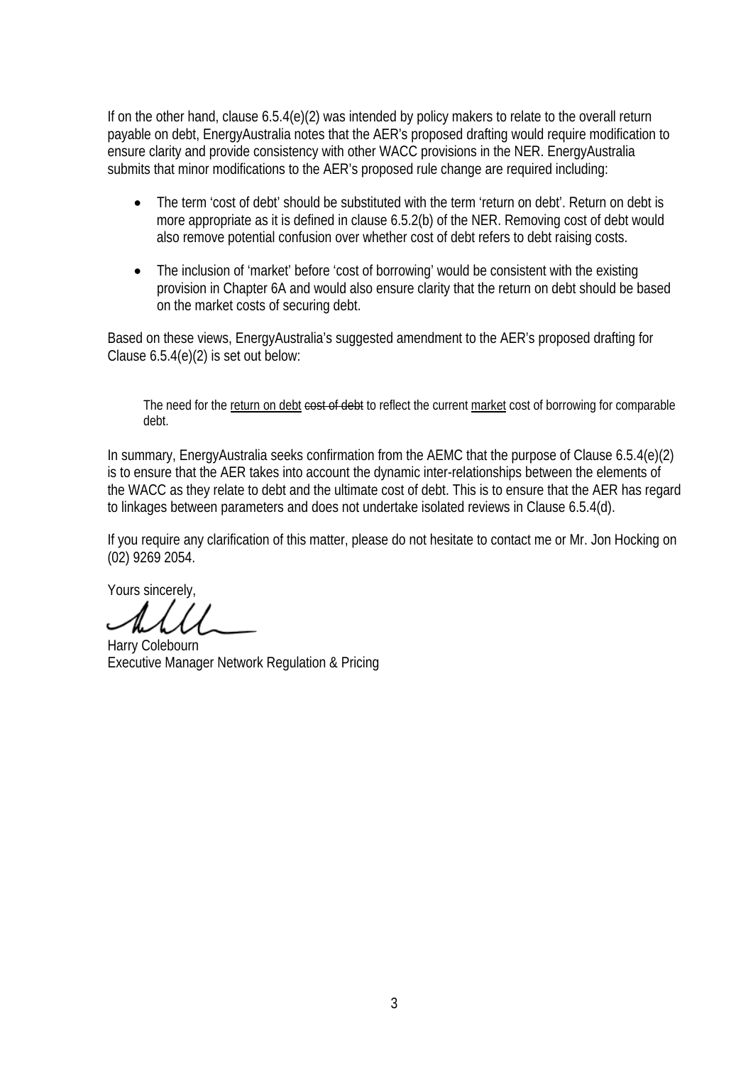If on the other hand, clause 6.5.4(e)(2) was intended by policy makers to relate to the overall return payable on debt, EnergyAustralia notes that the AER's proposed drafting would require modification to ensure clarity and provide consistency with other WACC provisions in the NER. EnergyAustralia submits that minor modifications to the AER's proposed rule change are required including:

- The term 'cost of debt' should be substituted with the term 'return on debt'. Return on debt is more appropriate as it is defined in clause 6.5.2(b) of the NER. Removing cost of debt would also remove potential confusion over whether cost of debt refers to debt raising costs.

- The inclusion of 'market' before 'cost of borrowing' would be consistent with the existing provision in Chapter 6A and would also ensure clarity that the return on debt should be based on the market costs of securing debt.

Based on these views, EnergyAustralia's suggested amendment to the AER's proposed drafting for Clause 6.5.4(e)(2) is set out below:

> The need for the <u>return on debt</u> ~~cost of debt~~ to reflect the current <u>market</u> cost of borrowing for comparable debt.

In summary, EnergyAustralia seeks confirmation from the AEMC that the purpose of Clause 6.5.4(e)(2) is to ensure that the AER takes into account the dynamic inter-relationships between the elements of the WACC as they relate to debt and the ultimate cost of debt. This is to ensure that the AER has regard to linkages between parameters and does not undertake isolated reviews in Clause 6.5.4(d).

If you require any clarification of this matter, please do not hesitate to contact me or Mr. Jon Hocking on (02) 9269 2054.

Yours sincerely,

Harry Colebourn
Executive Manager Network Regulation & Pricing